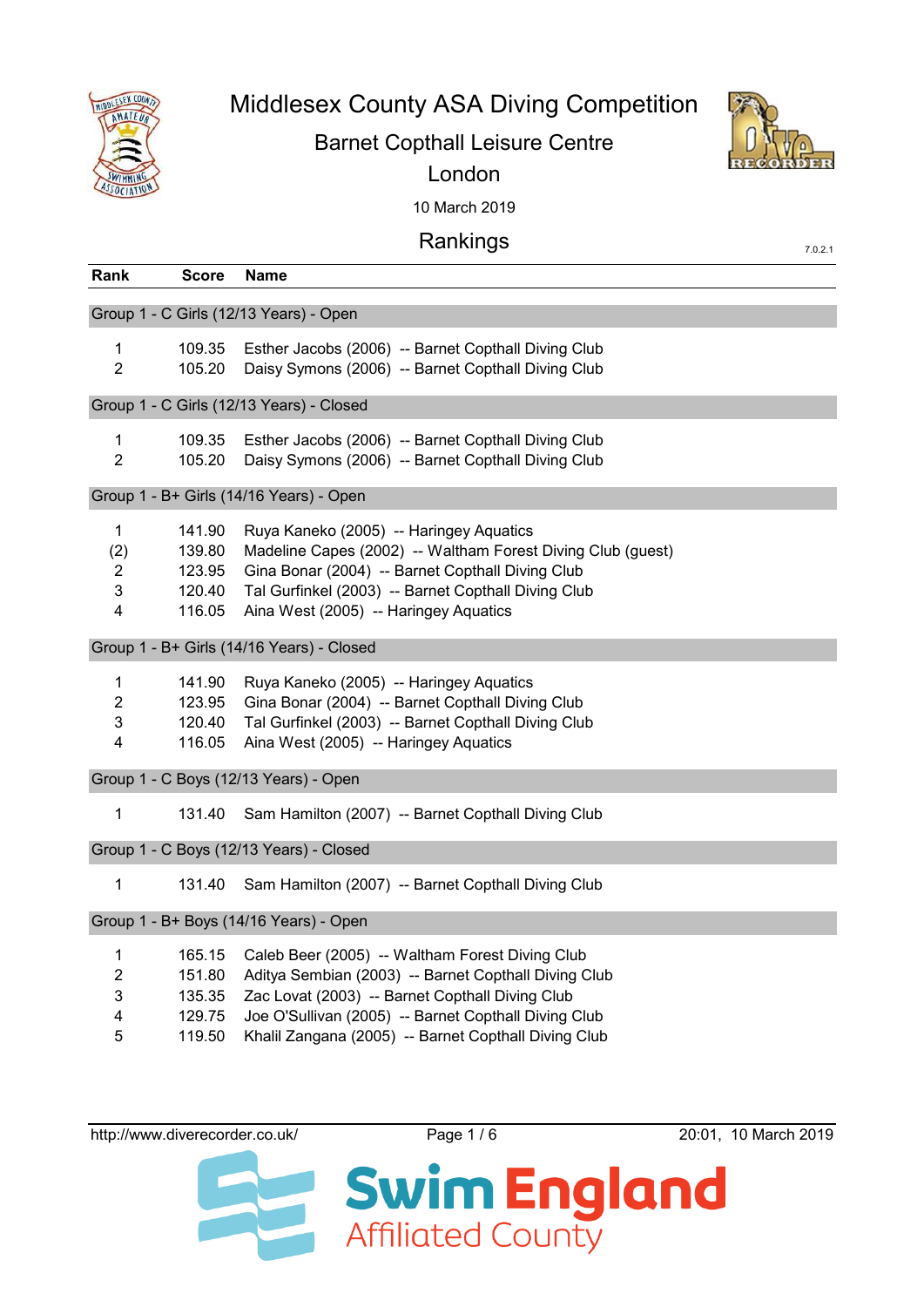# Middlesex County ASA Diving Competition

## Barnet Copthall Leisure Centre

## London

10 March 2019

## Rankings

7.0.2.1

| Rank | Score | Name |
|---|---|---|
| **Group 1 - C Girls (12/13 Years) - Open** | | |
| 1 | 109.35 | Esther Jacobs (2006) -- Barnet Copthall Diving Club |
| 2 | 105.20 | Daisy Symons (2006) -- Barnet Copthall Diving Club |
| **Group 1 - C Girls (12/13 Years) - Closed** | | |
| 1 | 109.35 | Esther Jacobs (2006) -- Barnet Copthall Diving Club |
| 2 | 105.20 | Daisy Symons (2006) -- Barnet Copthall Diving Club |
| **Group 1 - B+ Girls (14/16 Years) - Open** | | |
| 1 | 141.90 | Ruya Kaneko (2005) -- Haringey Aquatics |
| (2) | 139.80 | Madeline Capes (2002) -- Waltham Forest Diving Club (guest) |
| 2 | 123.95 | Gina Bonar (2004) -- Barnet Copthall Diving Club |
| 3 | 120.40 | Tal Gurfinkel (2003) -- Barnet Copthall Diving Club |
| 4 | 116.05 | Aina West (2005) -- Haringey Aquatics |
| **Group 1 - B+ Girls (14/16 Years) - Closed** | | |
| 1 | 141.90 | Ruya Kaneko (2005) -- Haringey Aquatics |
| 2 | 123.95 | Gina Bonar (2004) -- Barnet Copthall Diving Club |
| 3 | 120.40 | Tal Gurfinkel (2003) -- Barnet Copthall Diving Club |
| 4 | 116.05 | Aina West (2005) -- Haringey Aquatics |
| **Group 1 - C Boys (12/13 Years) - Open** | | |
| 1 | 131.40 | Sam Hamilton (2007) -- Barnet Copthall Diving Club |
| **Group 1 - C Boys (12/13 Years) - Closed** | | |
| 1 | 131.40 | Sam Hamilton (2007) -- Barnet Copthall Diving Club |
| **Group 1 - B+ Boys (14/16 Years) - Open** | | |
| 1 | 165.15 | Caleb Beer (2005) -- Waltham Forest Diving Club |
| 2 | 151.80 | Aditya Sembian (2003) -- Barnet Copthall Diving Club |
| 3 | 135.35 | Zac Lovat (2003) -- Barnet Copthall Diving Club |
| 4 | 129.75 | Joe O'Sullivan (2005) -- Barnet Copthall Diving Club |
| 5 | 119.50 | Khalil Zangana (2005) -- Barnet Copthall Diving Club |

http://www.diverecorder.co.uk/ 20:01, 10 March 2019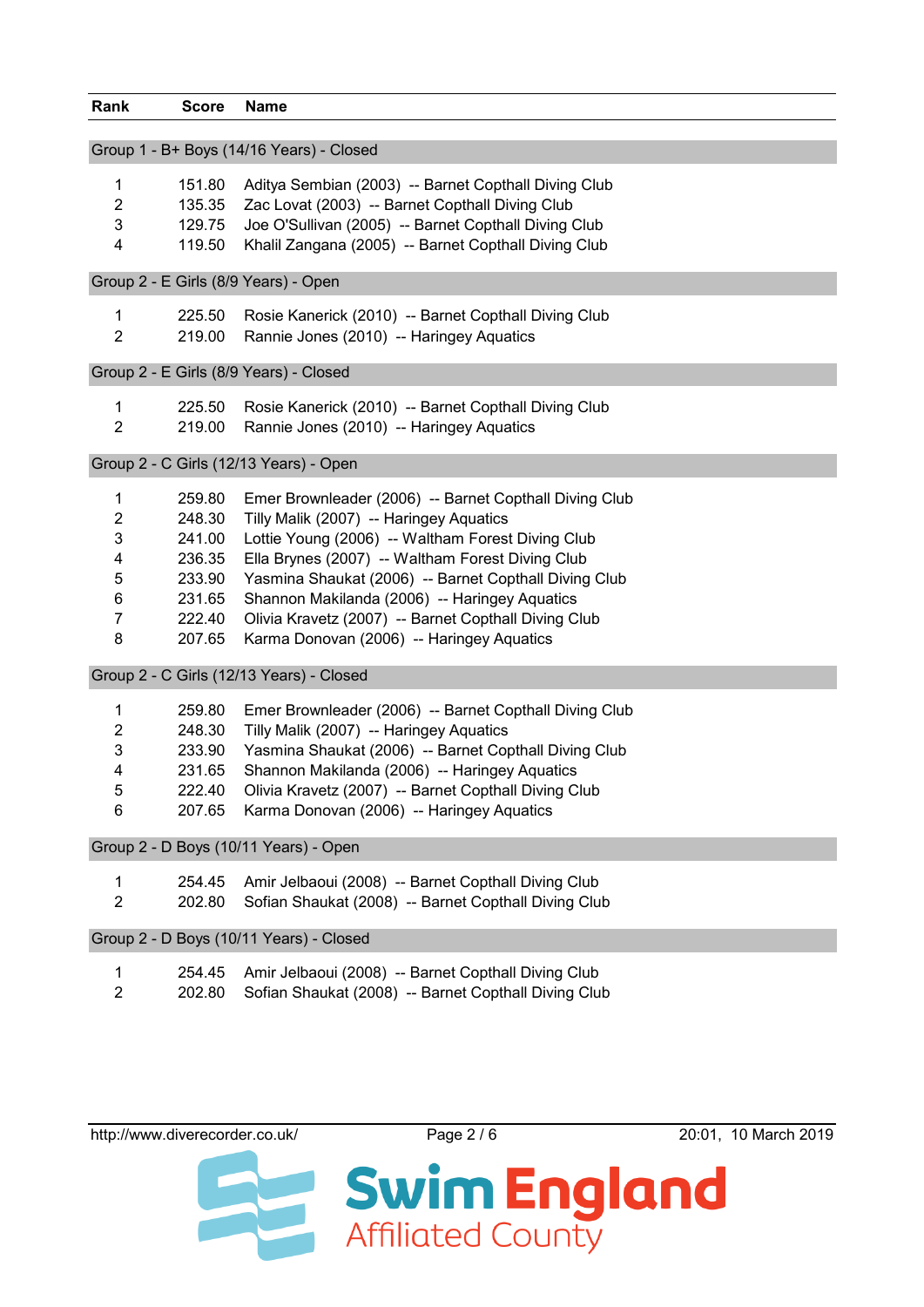| Rank | Score | Name |
|---|---|---|
| **Group 1 - B+ Boys (14/16 Years) - Closed** | | |
| 1 | 151.80 | Aditya Sembian (2003) -- Barnet Copthall Diving Club |
| 2 | 135.35 | Zac Lovat (2003) -- Barnet Copthall Diving Club |
| 3 | 129.75 | Joe O'Sullivan (2005) -- Barnet Copthall Diving Club |
| 4 | 119.50 | Khalil Zangana (2005) -- Barnet Copthall Diving Club |
| **Group 2 - E Girls (8/9 Years) - Open** | | |
| 1 | 225.50 | Rosie Kanerick (2010) -- Barnet Copthall Diving Club |
| 2 | 219.00 | Rannie Jones (2010) -- Haringey Aquatics |
| **Group 2 - E Girls (8/9 Years) - Closed** | | |
| 1 | 225.50 | Rosie Kanerick (2010) -- Barnet Copthall Diving Club |
| 2 | 219.00 | Rannie Jones (2010) -- Haringey Aquatics |
| **Group 2 - C Girls (12/13 Years) - Open** | | |
| 1 | 259.80 | Emer Brownleader (2006) -- Barnet Copthall Diving Club |
| 2 | 248.30 | Tilly Malik (2007) -- Haringey Aquatics |
| 3 | 241.00 | Lottie Young (2006) -- Waltham Forest Diving Club |
| 4 | 236.35 | Ella Brynes (2007) -- Waltham Forest Diving Club |
| 5 | 233.90 | Yasmina Shaukat (2006) -- Barnet Copthall Diving Club |
| 6 | 231.65 | Shannon Makilanda (2006) -- Haringey Aquatics |
| 7 | 222.40 | Olivia Kravetz (2007) -- Barnet Copthall Diving Club |
| 8 | 207.65 | Karma Donovan (2006) -- Haringey Aquatics |
| **Group 2 - C Girls (12/13 Years) - Closed** | | |
| 1 | 259.80 | Emer Brownleader (2006) -- Barnet Copthall Diving Club |
| 2 | 248.30 | Tilly Malik (2007) -- Haringey Aquatics |
| 3 | 233.90 | Yasmina Shaukat (2006) -- Barnet Copthall Diving Club |
| 4 | 231.65 | Shannon Makilanda (2006) -- Haringey Aquatics |
| 5 | 222.40 | Olivia Kravetz (2007) -- Barnet Copthall Diving Club |
| 6 | 207.65 | Karma Donovan (2006) -- Haringey Aquatics |
| **Group 2 - D Boys (10/11 Years) - Open** | | |
| 1 | 254.45 | Amir Jelbaoui (2008) -- Barnet Copthall Diving Club |
| 2 | 202.80 | Sofian Shaukat (2008) -- Barnet Copthall Diving Club |
| **Group 2 - D Boys (10/11 Years) - Closed** | | |
| 1 | 254.45 | Amir Jelbaoui (2008) -- Barnet Copthall Diving Club |
| 2 | 202.80 | Sofian Shaukat (2008) -- Barnet Copthall Diving Club |

http://www.diverecorder.co.uk/ 20:01, 10 March 2019

Swim England Affiliated County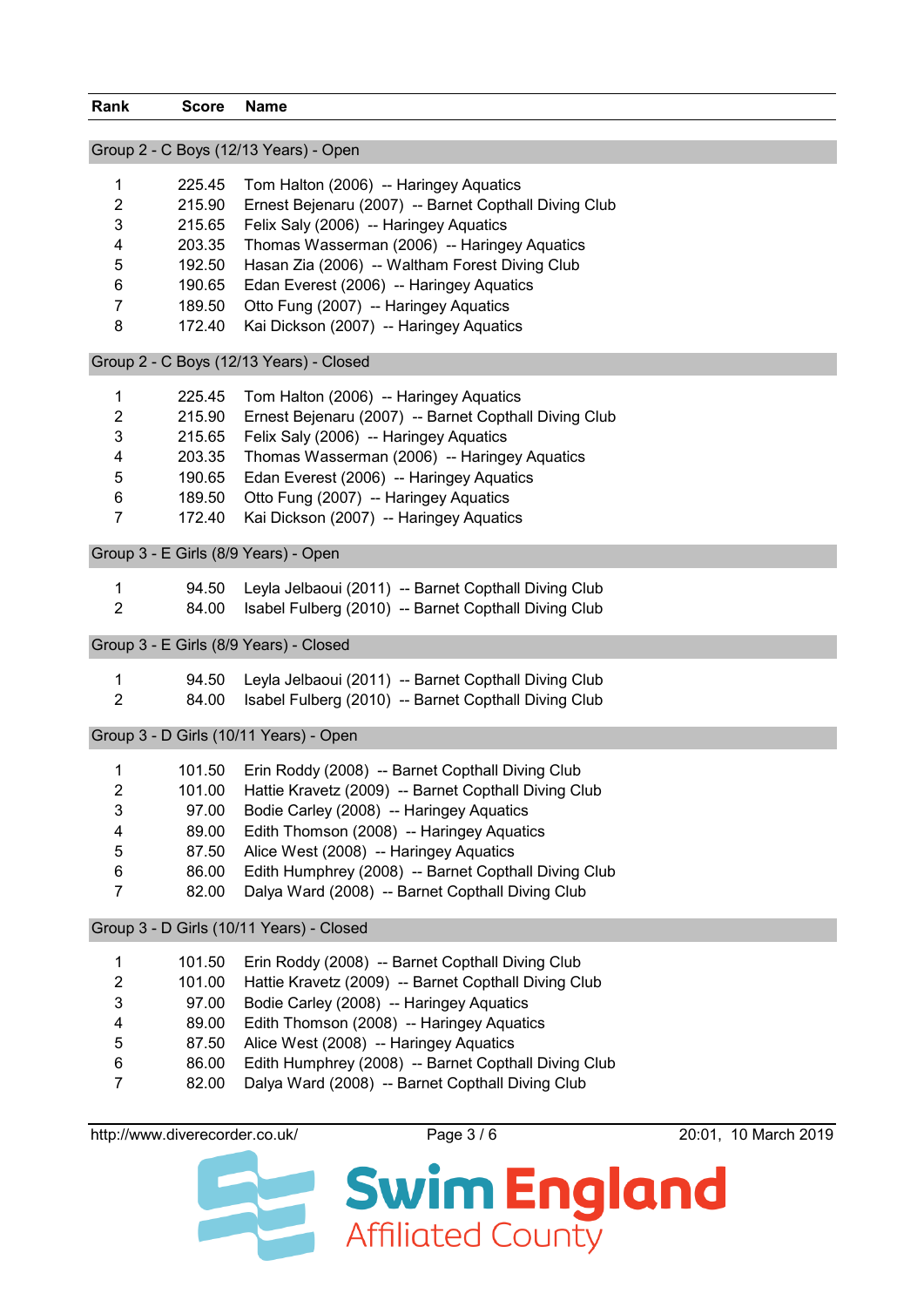| Rank | Score | Name |
|---|---|---|

## Group 2 - C Boys (12/13 Years) - Open

| Rank | Score | Name |
|---|---|---|
| 1 | 225.45 | Tom Halton (2006) -- Haringey Aquatics |
| 2 | 215.90 | Ernest Bejenaru (2007) -- Barnet Copthall Diving Club |
| 3 | 215.65 | Felix Saly (2006) -- Haringey Aquatics |
| 4 | 203.35 | Thomas Wasserman (2006) -- Haringey Aquatics |
| 5 | 192.50 | Hasan Zia (2006) -- Waltham Forest Diving Club |
| 6 | 190.65 | Edan Everest (2006) -- Haringey Aquatics |
| 7 | 189.50 | Otto Fung (2007) -- Haringey Aquatics |
| 8 | 172.40 | Kai Dickson (2007) -- Haringey Aquatics |

## Group 2 - C Boys (12/13 Years) - Closed

| Rank | Score | Name |
|---|---|---|
| 1 | 225.45 | Tom Halton (2006) -- Haringey Aquatics |
| 2 | 215.90 | Ernest Bejenaru (2007) -- Barnet Copthall Diving Club |
| 3 | 215.65 | Felix Saly (2006) -- Haringey Aquatics |
| 4 | 203.35 | Thomas Wasserman (2006) -- Haringey Aquatics |
| 5 | 190.65 | Edan Everest (2006) -- Haringey Aquatics |
| 6 | 189.50 | Otto Fung (2007) -- Haringey Aquatics |
| 7 | 172.40 | Kai Dickson (2007) -- Haringey Aquatics |

## Group 3 - E Girls (8/9 Years) - Open

| Rank | Score | Name |
|---|---|---|
| 1 | 94.50 | Leyla Jelbaoui (2011) -- Barnet Copthall Diving Club |
| 2 | 84.00 | Isabel Fulberg (2010) -- Barnet Copthall Diving Club |

## Group 3 - E Girls (8/9 Years) - Closed

| Rank | Score | Name |
|---|---|---|
| 1 | 94.50 | Leyla Jelbaoui (2011) -- Barnet Copthall Diving Club |
| 2 | 84.00 | Isabel Fulberg (2010) -- Barnet Copthall Diving Club |

## Group 3 - D Girls (10/11 Years) - Open

| Rank | Score | Name |
|---|---|---|
| 1 | 101.50 | Erin Roddy (2008) -- Barnet Copthall Diving Club |
| 2 | 101.00 | Hattie Kravetz (2009) -- Barnet Copthall Diving Club |
| 3 | 97.00 | Bodie Carley (2008) -- Haringey Aquatics |
| 4 | 89.00 | Edith Thomson (2008) -- Haringey Aquatics |
| 5 | 87.50 | Alice West (2008) -- Haringey Aquatics |
| 6 | 86.00 | Edith Humphrey (2008) -- Barnet Copthall Diving Club |
| 7 | 82.00 | Dalya Ward (2008) -- Barnet Copthall Diving Club |

## Group 3 - D Girls (10/11 Years) - Closed

| Rank | Score | Name |
|---|---|---|
| 1 | 101.50 | Erin Roddy (2008) -- Barnet Copthall Diving Club |
| 2 | 101.00 | Hattie Kravetz (2009) -- Barnet Copthall Diving Club |
| 3 | 97.00 | Bodie Carley (2008) -- Haringey Aquatics |
| 4 | 89.00 | Edith Thomson (2008) -- Haringey Aquatics |
| 5 | 87.50 | Alice West (2008) -- Haringey Aquatics |
| 6 | 86.00 | Edith Humphrey (2008) -- Barnet Copthall Diving Club |
| 7 | 82.00 | Dalya Ward (2008) -- Barnet Copthall Diving Club |

http://www.diverecorder.co.uk/ 20:01, 10 March 2019

Swim England Affiliated County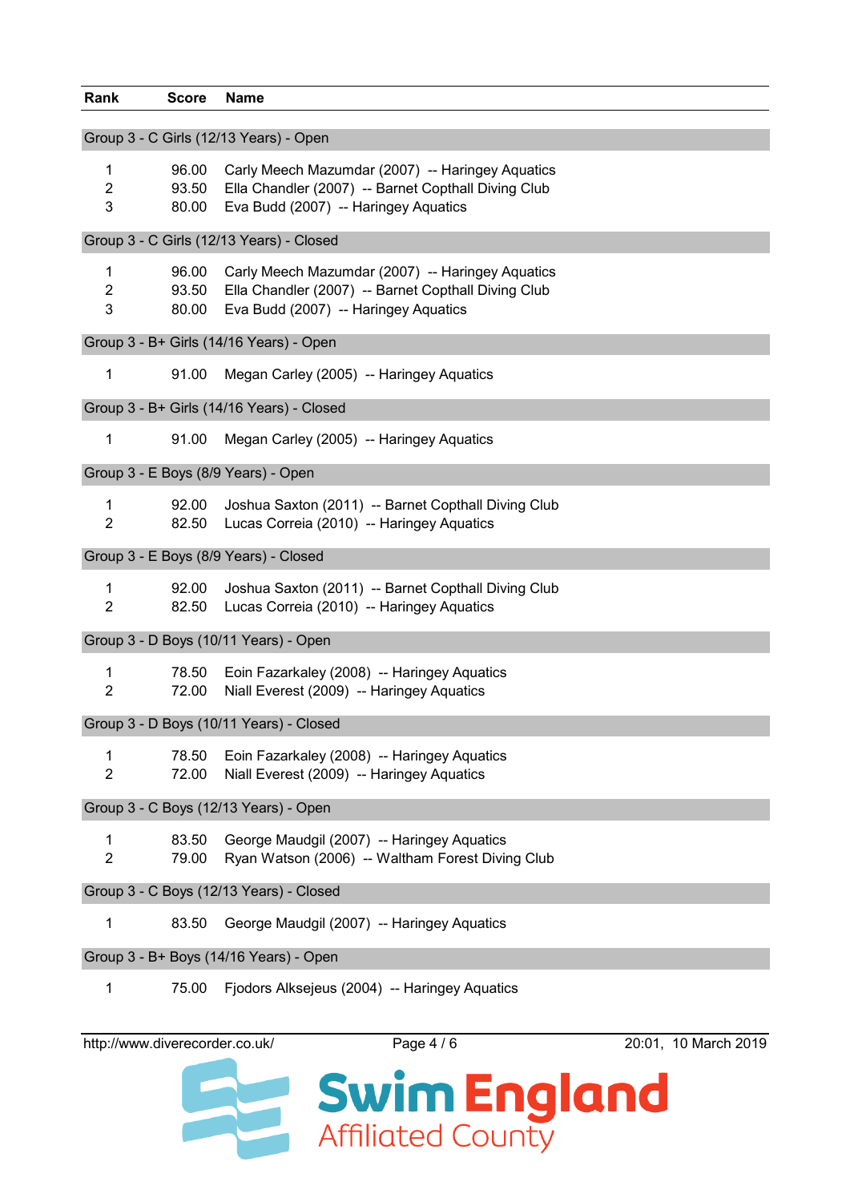| Rank | Score | Name |
|---|---|---|
| **Group 3 - C Girls (12/13 Years) - Open** | | |
| 1 | 96.00 | Carly Meech Mazumdar (2007) -- Haringey Aquatics |
| 2 | 93.50 | Ella Chandler (2007) -- Barnet Copthall Diving Club |
| 3 | 80.00 | Eva Budd (2007) -- Haringey Aquatics |
| **Group 3 - C Girls (12/13 Years) - Closed** | | |
| 1 | 96.00 | Carly Meech Mazumdar (2007) -- Haringey Aquatics |
| 2 | 93.50 | Ella Chandler (2007) -- Barnet Copthall Diving Club |
| 3 | 80.00 | Eva Budd (2007) -- Haringey Aquatics |
| **Group 3 - B+ Girls (14/16 Years) - Open** | | |
| 1 | 91.00 | Megan Carley (2005) -- Haringey Aquatics |
| **Group 3 - B+ Girls (14/16 Years) - Closed** | | |
| 1 | 91.00 | Megan Carley (2005) -- Haringey Aquatics |
| **Group 3 - E Boys (8/9 Years) - Open** | | |
| 1 | 92.00 | Joshua Saxton (2011) -- Barnet Copthall Diving Club |
| 2 | 82.50 | Lucas Correia (2010) -- Haringey Aquatics |
| **Group 3 - E Boys (8/9 Years) - Closed** | | |
| 1 | 92.00 | Joshua Saxton (2011) -- Barnet Copthall Diving Club |
| 2 | 82.50 | Lucas Correia (2010) -- Haringey Aquatics |
| **Group 3 - D Boys (10/11 Years) - Open** | | |
| 1 | 78.50 | Eoin Fazarkaley (2008) -- Haringey Aquatics |
| 2 | 72.00 | Niall Everest (2009) -- Haringey Aquatics |
| **Group 3 - D Boys (10/11 Years) - Closed** | | |
| 1 | 78.50 | Eoin Fazarkaley (2008) -- Haringey Aquatics |
| 2 | 72.00 | Niall Everest (2009) -- Haringey Aquatics |
| **Group 3 - C Boys (12/13 Years) - Open** | | |
| 1 | 83.50 | George Maudgil (2007) -- Haringey Aquatics |
| 2 | 79.00 | Ryan Watson (2006) -- Waltham Forest Diving Club |
| **Group 3 - C Boys (12/13 Years) - Closed** | | |
| 1 | 83.50 | George Maudgil (2007) -- Haringey Aquatics |
| **Group 3 - B+ Boys (14/16 Years) - Open** | | |
| 1 | 75.00 | Fjodors Alksejeus (2004) -- Haringey Aquatics |

http://www.diverecorder.co.uk/ 20:01, 10 March 2019

Swim England Affiliated County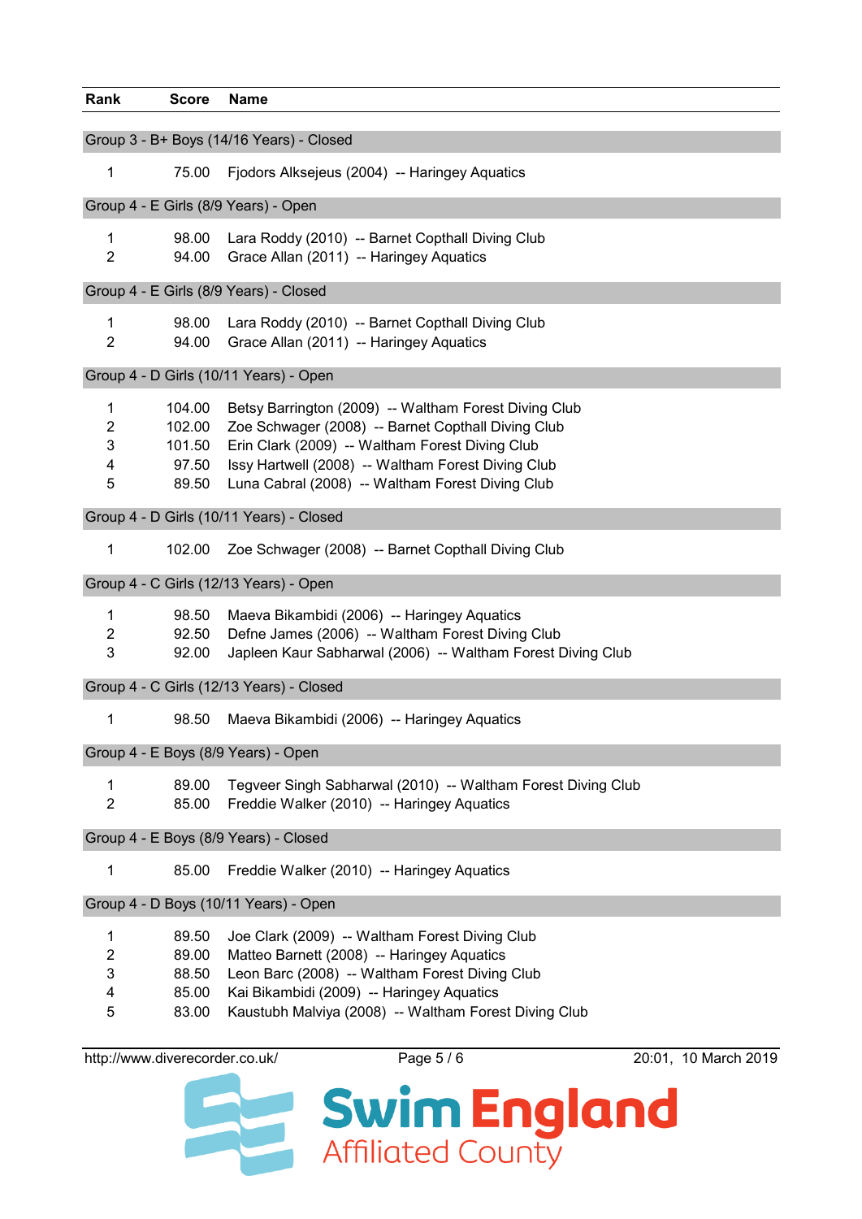| Rank | Score | Name |
|---|---|---|
| **Group 3 - B+ Boys (14/16 Years) - Closed** | | |
| 1 | 75.00 | Fjodors Alksejeus (2004) -- Haringey Aquatics |
| **Group 4 - E Girls (8/9 Years) - Open** | | |
| 1 | 98.00 | Lara Roddy (2010) -- Barnet Copthall Diving Club |
| 2 | 94.00 | Grace Allan (2011) -- Haringey Aquatics |
| **Group 4 - E Girls (8/9 Years) - Closed** | | |
| 1 | 98.00 | Lara Roddy (2010) -- Barnet Copthall Diving Club |
| 2 | 94.00 | Grace Allan (2011) -- Haringey Aquatics |
| **Group 4 - D Girls (10/11 Years) - Open** | | |
| 1 | 104.00 | Betsy Barrington (2009) -- Waltham Forest Diving Club |
| 2 | 102.00 | Zoe Schwager (2008) -- Barnet Copthall Diving Club |
| 3 | 101.50 | Erin Clark (2009) -- Waltham Forest Diving Club |
| 4 | 97.50 | Issy Hartwell (2008) -- Waltham Forest Diving Club |
| 5 | 89.50 | Luna Cabral (2008) -- Waltham Forest Diving Club |
| **Group 4 - D Girls (10/11 Years) - Closed** | | |
| 1 | 102.00 | Zoe Schwager (2008) -- Barnet Copthall Diving Club |
| **Group 4 - C Girls (12/13 Years) - Open** | | |
| 1 | 98.50 | Maeva Bikambidi (2006) -- Haringey Aquatics |
| 2 | 92.50 | Defne James (2006) -- Waltham Forest Diving Club |
| 3 | 92.00 | Japleen Kaur Sabharwal (2006) -- Waltham Forest Diving Club |
| **Group 4 - C Girls (12/13 Years) - Closed** | | |
| 1 | 98.50 | Maeva Bikambidi (2006) -- Haringey Aquatics |
| **Group 4 - E Boys (8/9 Years) - Open** | | |
| 1 | 89.00 | Tegveer Singh Sabharwal (2010) -- Waltham Forest Diving Club |
| 2 | 85.00 | Freddie Walker (2010) -- Haringey Aquatics |
| **Group 4 - E Boys (8/9 Years) - Closed** | | |
| 1 | 85.00 | Freddie Walker (2010) -- Haringey Aquatics |
| **Group 4 - D Boys (10/11 Years) - Open** | | |
| 1 | 89.50 | Joe Clark (2009) -- Waltham Forest Diving Club |
| 2 | 89.00 | Matteo Barnett (2008) -- Haringey Aquatics |
| 3 | 88.50 | Leon Barc (2008) -- Waltham Forest Diving Club |
| 4 | 85.00 | Kai Bikambidi (2009) -- Haringey Aquatics |
| 5 | 83.00 | Kaustubh Malviya (2008) -- Waltham Forest Diving Club |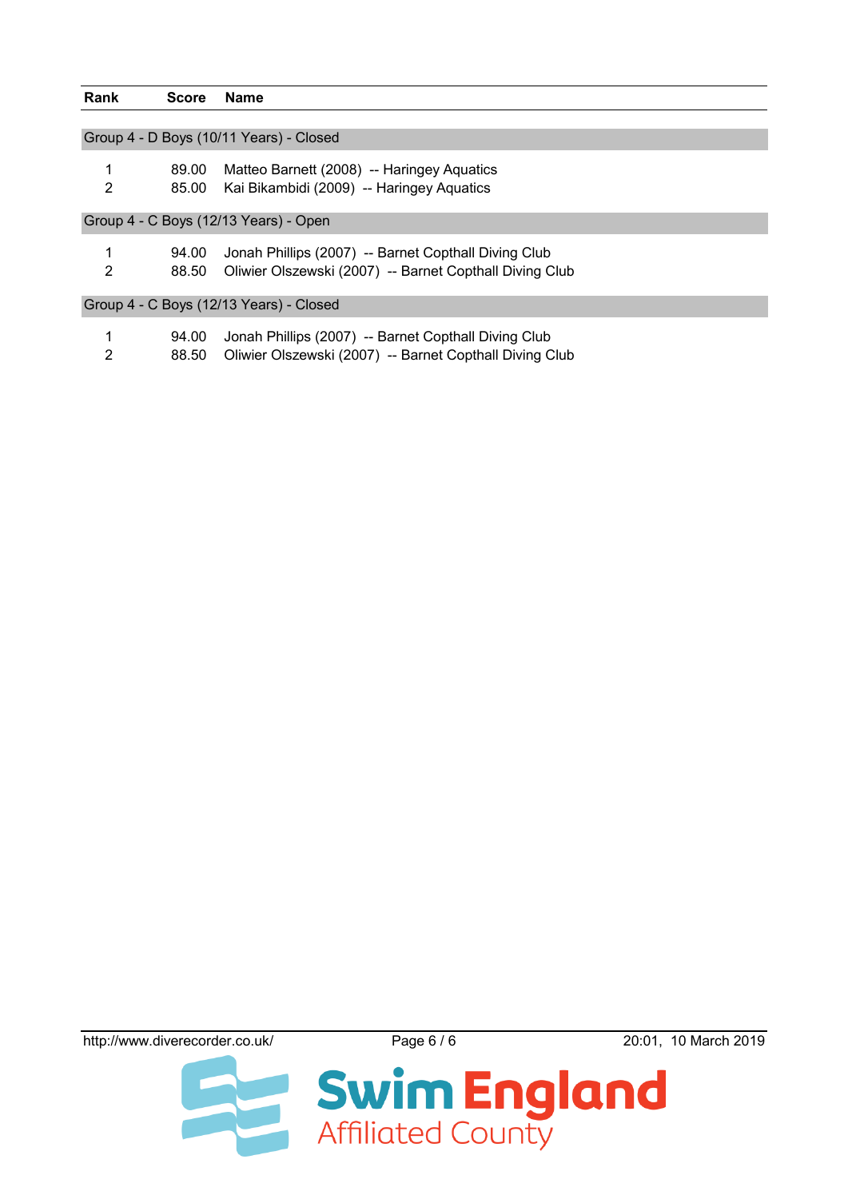| Rank | Score | Name |
|---|---|---|
| **Group 4 - D Boys (10/11 Years) - Closed** | | |
| 1 | 89.00 | Matteo Barnett (2008) -- Haringey Aquatics |
| 2 | 85.00 | Kai Bikambidi (2009) -- Haringey Aquatics |
| **Group 4 - C Boys (12/13 Years) - Open** | | |
| 1 | 94.00 | Jonah Phillips (2007) -- Barnet Copthall Diving Club |
| 2 | 88.50 | Oliwier Olszewski (2007) -- Barnet Copthall Diving Club |
| **Group 4 - C Boys (12/13 Years) - Closed** | | |
| 1 | 94.00 | Jonah Phillips (2007) -- Barnet Copthall Diving Club |
| 2 | 88.50 | Oliwier Olszewski (2007) -- Barnet Copthall Diving Club |

http://www.diverecorder.co.uk/

20:01, 10 March 2019

Swim England Affiliated County